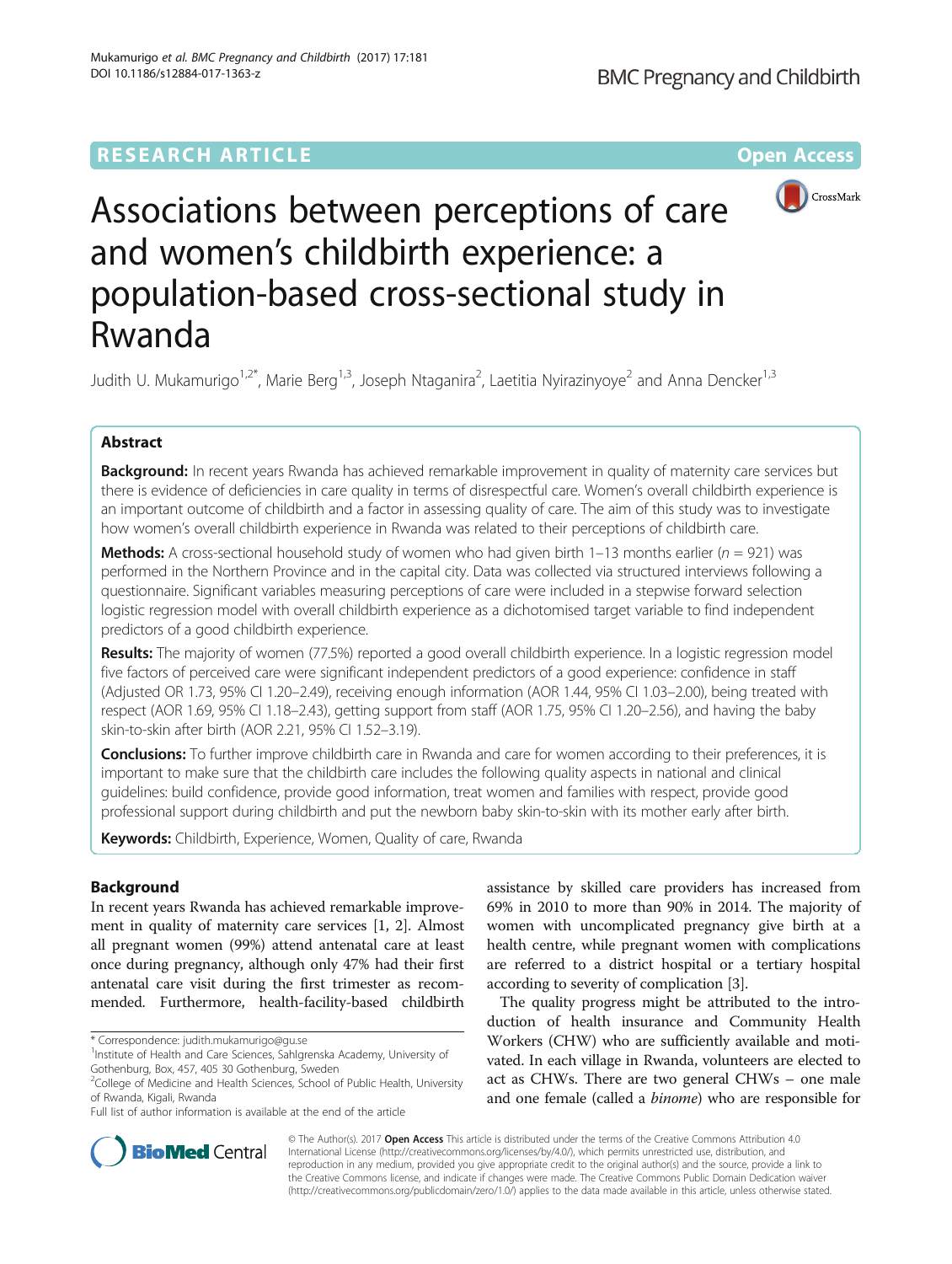# RESEARCH ARTICLE

Open Access

# Associations between perceptions of care and women's childbirth experience: a population-based cross-sectional study in Rwanda

Judith U. Mukamurigo[1,2*], Marie Berg[1,3], Joseph Ntaganira[2], Laetitia Nyirazinyoye[2] and Anna Dencker[1,3]

## Abstract

**Background:** In recent years Rwanda has achieved remarkable improvement in quality of maternity care services but there is evidence of deficiencies in care quality in terms of disrespectful care. Women's overall childbirth experience is an important outcome of childbirth and a factor in assessing quality of care. The aim of this study was to investigate how women's overall childbirth experience in Rwanda was related to their perceptions of childbirth care.

**Methods:** A cross-sectional household study of women who had given birth 1–13 months earlier ($n = 921$) was performed in the Northern Province and in the capital city. Data was collected via structured interviews following a questionnaire. Significant variables measuring perceptions of care were included in a stepwise forward selection logistic regression model with overall childbirth experience as a dichotomised target variable to find independent predictors of a good childbirth experience.

**Results:** The majority of women (77.5%) reported a good overall childbirth experience. In a logistic regression model five factors of perceived care were significant independent predictors of a good experience: confidence in staff (Adjusted OR 1.73, 95% CI 1.20–2.49), receiving enough information (AOR 1.44, 95% CI 1.03–2.00), being treated with respect (AOR 1.69, 95% CI 1.18–2.43), getting support from staff (AOR 1.75, 95% CI 1.20–2.56), and having the baby skin-to-skin after birth (AOR 2.21, 95% CI 1.52–3.19).

**Conclusions:** To further improve childbirth care in Rwanda and care for women according to their preferences, it is important to make sure that the childbirth care includes the following quality aspects in national and clinical guidelines: build confidence, provide good information, treat women and families with respect, provide good professional support during childbirth and put the newborn baby skin-to-skin with its mother early after birth.

**Keywords:** Childbirth, Experience, Women, Quality of care, Rwanda

## Background

In recent years Rwanda has achieved remarkable improvement in quality of maternity care services [1, 2]. Almost all pregnant women (99%) attend antenatal care at least once during pregnancy, although only 47% had their first antenatal care visit during the first trimester as recommended. Furthermore, health-facility-based childbirth assistance by skilled care providers has increased from 69% in 2010 to more than 90% in 2014. The majority of women with uncomplicated pregnancy give birth at a health centre, while pregnant women with complications are referred to a district hospital or a tertiary hospital according to severity of complication [3].

The quality progress might be attributed to the introduction of health insurance and Community Health Workers (CHW) who are sufficiently available and motivated. In each village in Rwanda, volunteers are elected to act as CHWs. There are two general CHWs – one male and one female (called a *binome*) who are responsible for

\* Correspondence: judith.mukamurigo@gu.se
[1]Institute of Health and Care Sciences, Sahlgrenska Academy, University of Gothenburg, Box, 457, 405 30 Gothenburg, Sweden
[2]College of Medicine and Health Sciences, School of Public Health, University of Rwanda, Kigali, Rwanda
Full list of author information is available at the end of the article

© The Author(s). 2017 **Open Access** This article is distributed under the terms of the Creative Commons Attribution 4.0 International License (http://creativecommons.org/licenses/by/4.0/), which permits unrestricted use, distribution, and reproduction in any medium, provided you give appropriate credit to the original author(s) and the source, provide a link to the Creative Commons license, and indicate if changes were made. The Creative Commons Public Domain Dedication waiver (http://creativecommons.org/publicdomain/zero/1.0/) applies to the data made available in this article, unless otherwise stated.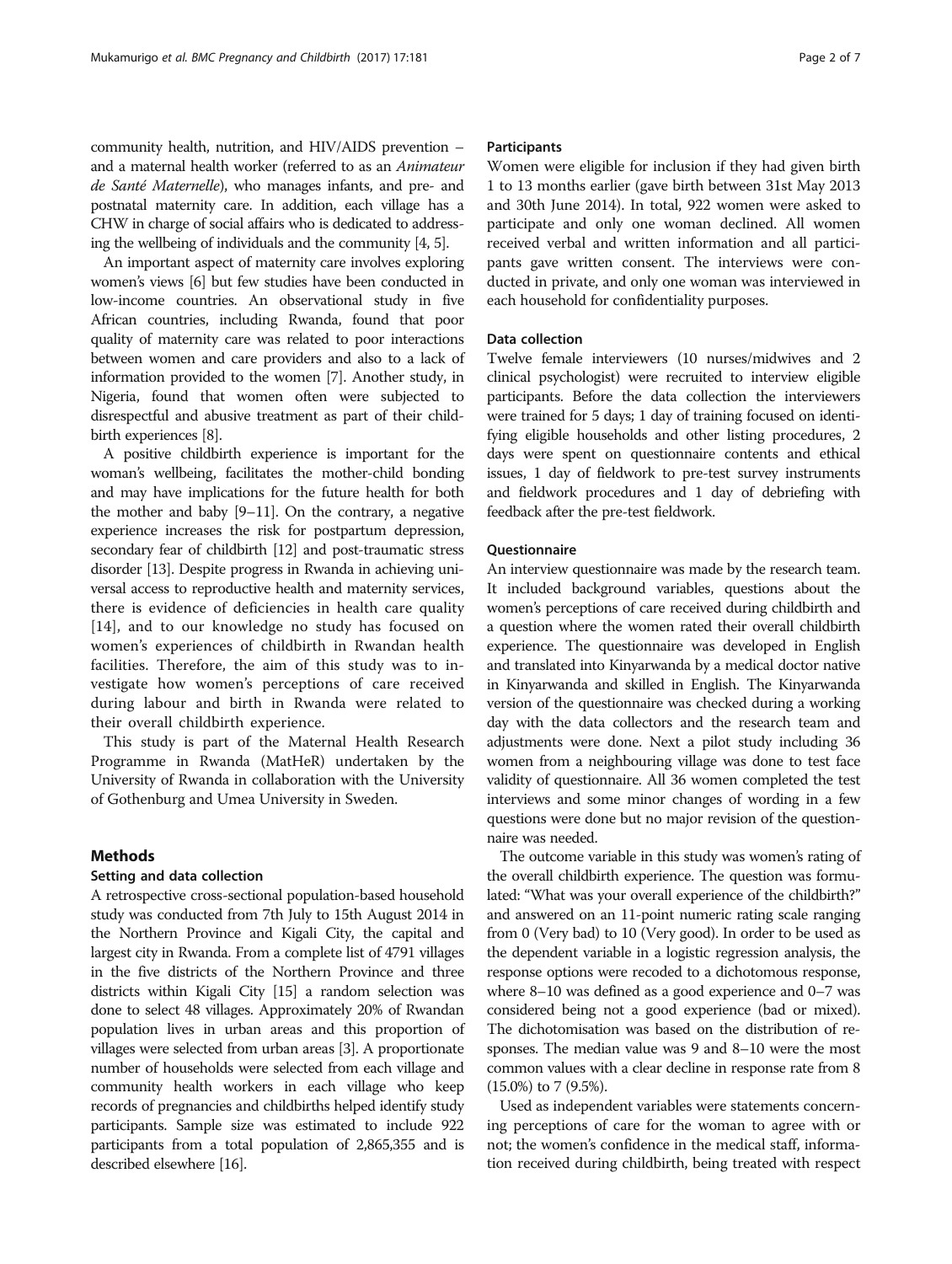community health, nutrition, and HIV/AIDS prevention – and a maternal health worker (referred to as an *Animateur de Santé Maternelle*), who manages infants, and pre- and postnatal maternity care. In addition, each village has a CHW in charge of social affairs who is dedicated to addressing the wellbeing of individuals and the community [4, 5].

An important aspect of maternity care involves exploring women's views [6] but few studies have been conducted in low-income countries. An observational study in five African countries, including Rwanda, found that poor quality of maternity care was related to poor interactions between women and care providers and also to a lack of information provided to the women [7]. Another study, in Nigeria, found that women often were subjected to disrespectful and abusive treatment as part of their childbirth experiences [8].

A positive childbirth experience is important for the woman's wellbeing, facilitates the mother-child bonding and may have implications for the future health for both the mother and baby [9–11]. On the contrary, a negative experience increases the risk for postpartum depression, secondary fear of childbirth [12] and post-traumatic stress disorder [13]. Despite progress in Rwanda in achieving universal access to reproductive health and maternity services, there is evidence of deficiencies in health care quality [14], and to our knowledge no study has focused on women's experiences of childbirth in Rwandan health facilities. Therefore, the aim of this study was to investigate how women's perceptions of care received during labour and birth in Rwanda were related to their overall childbirth experience.

This study is part of the Maternal Health Research Programme in Rwanda (MatHeR) undertaken by the University of Rwanda in collaboration with the University of Gothenburg and Umea University in Sweden.

## Methods

### Setting and data collection

A retrospective cross-sectional population-based household study was conducted from 7th July to 15th August 2014 in the Northern Province and Kigali City, the capital and largest city in Rwanda. From a complete list of 4791 villages in the five districts of the Northern Province and three districts within Kigali City [15] a random selection was done to select 48 villages. Approximately 20% of Rwandan population lives in urban areas and this proportion of villages were selected from urban areas [3]. A proportionate number of households were selected from each village and community health workers in each village who keep records of pregnancies and childbirths helped identify study participants. Sample size was estimated to include 922 participants from a total population of 2,865,355 and is described elsewhere [16].

### Participants

Women were eligible for inclusion if they had given birth 1 to 13 months earlier (gave birth between 31st May 2013 and 30th June 2014). In total, 922 women were asked to participate and only one woman declined. All women received verbal and written information and all participants gave written consent. The interviews were conducted in private, and only one woman was interviewed in each household for confidentiality purposes.

### Data collection

Twelve female interviewers (10 nurses/midwives and 2 clinical psychologist) were recruited to interview eligible participants. Before the data collection the interviewers were trained for 5 days; 1 day of training focused on identifying eligible households and other listing procedures, 2 days were spent on questionnaire contents and ethical issues, 1 day of fieldwork to pre-test survey instruments and fieldwork procedures and 1 day of debriefing with feedback after the pre-test fieldwork.

### Questionnaire

An interview questionnaire was made by the research team. It included background variables, questions about the women's perceptions of care received during childbirth and a question where the women rated their overall childbirth experience. The questionnaire was developed in English and translated into Kinyarwanda by a medical doctor native in Kinyarwanda and skilled in English. The Kinyarwanda version of the questionnaire was checked during a working day with the data collectors and the research team and adjustments were done. Next a pilot study including 36 women from a neighbouring village was done to test face validity of questionnaire. All 36 women completed the test interviews and some minor changes of wording in a few questions were done but no major revision of the questionnaire was needed.

The outcome variable in this study was women's rating of the overall childbirth experience. The question was formulated: "What was your overall experience of the childbirth?" and answered on an 11-point numeric rating scale ranging from 0 (Very bad) to 10 (Very good). In order to be used as the dependent variable in a logistic regression analysis, the response options were recoded to a dichotomous response, where 8–10 was defined as a good experience and 0–7 was considered being not a good experience (bad or mixed). The dichotomisation was based on the distribution of responses. The median value was 9 and 8–10 were the most common values with a clear decline in response rate from 8 (15.0%) to 7 (9.5%).

Used as independent variables were statements concerning perceptions of care for the woman to agree with or not; the women's confidence in the medical staff, information received during childbirth, being treated with respect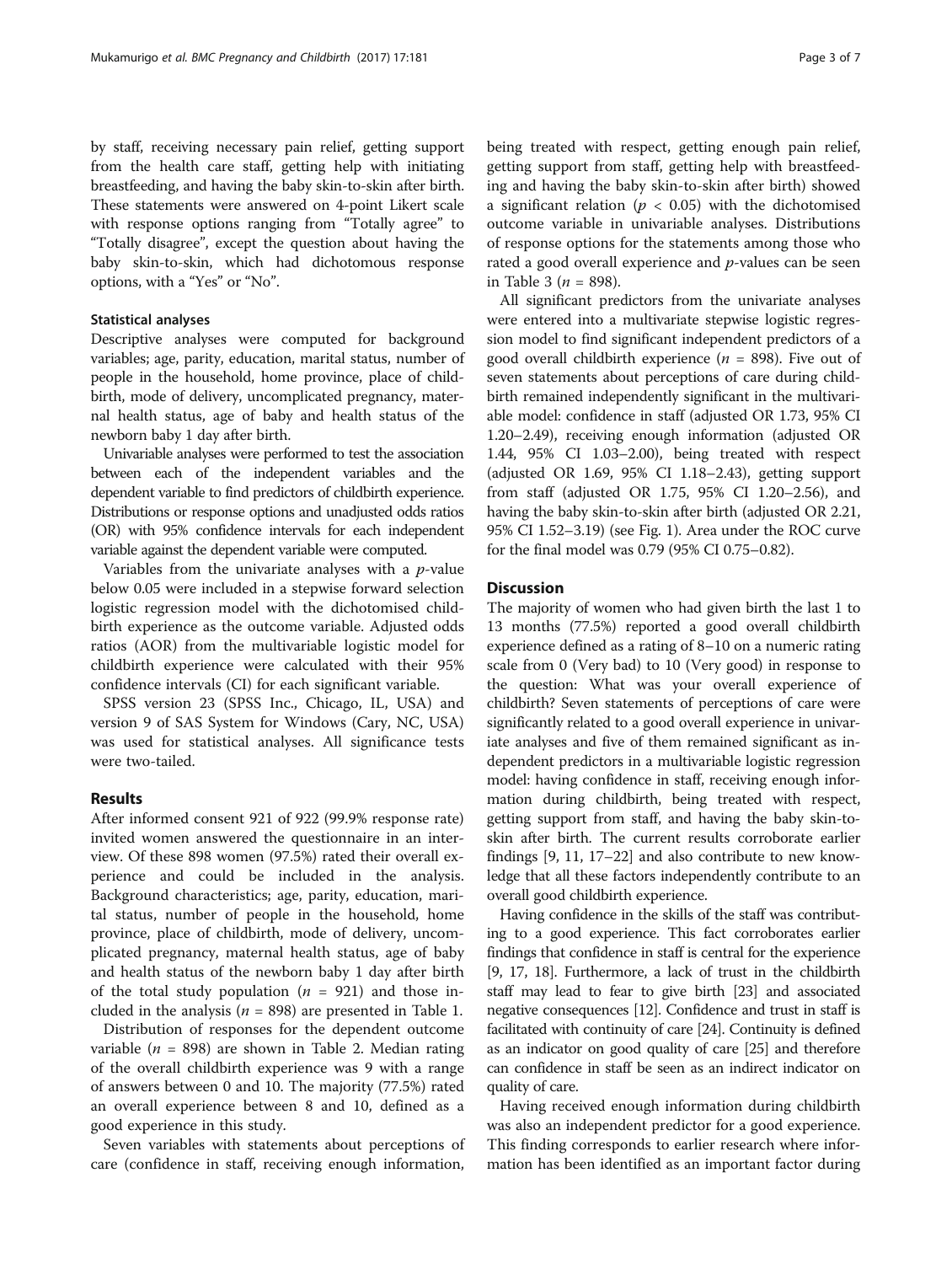by staff, receiving necessary pain relief, getting support from the health care staff, getting help with initiating breastfeeding, and having the baby skin-to-skin after birth. These statements were answered on 4-point Likert scale with response options ranging from "Totally agree" to "Totally disagree", except the question about having the baby skin-to-skin, which had dichotomous response options, with a "Yes" or "No".

### Statistical analyses

Descriptive analyses were computed for background variables; age, parity, education, marital status, number of people in the household, home province, place of childbirth, mode of delivery, uncomplicated pregnancy, maternal health status, age of baby and health status of the newborn baby 1 day after birth.

Univariable analyses were performed to test the association between each of the independent variables and the dependent variable to find predictors of childbirth experience. Distributions or response options and unadjusted odds ratios (OR) with 95% confidence intervals for each independent variable against the dependent variable were computed.

Variables from the univariate analyses with a *p*-value below 0.05 were included in a stepwise forward selection logistic regression model with the dichotomised childbirth experience as the outcome variable. Adjusted odds ratios (AOR) from the multivariable logistic model for childbirth experience were calculated with their 95% confidence intervals (CI) for each significant variable.

SPSS version 23 (SPSS Inc., Chicago, IL, USA) and version 9 of SAS System for Windows (Cary, NC, USA) was used for statistical analyses. All significance tests were two-tailed.

## Results

After informed consent 921 of 922 (99.9% response rate) invited women answered the questionnaire in an interview. Of these 898 women (97.5%) rated their overall experience and could be included in the analysis. Background characteristics; age, parity, education, marital status, number of people in the household, home province, place of childbirth, mode of delivery, uncomplicated pregnancy, maternal health status, age of baby and health status of the newborn baby 1 day after birth of the total study population ($n$ = 921) and those included in the analysis ($n$ = 898) are presented in Table 1.

Distribution of responses for the dependent outcome variable ($n$ = 898) are shown in Table 2. Median rating of the overall childbirth experience was 9 with a range of answers between 0 and 10. The majority (77.5%) rated an overall experience between 8 and 10, defined as a good experience in this study.

Seven variables with statements about perceptions of care (confidence in staff, receiving enough information, being treated with respect, getting enough pain relief, getting support from staff, getting help with breastfeeding and having the baby skin-to-skin after birth) showed a significant relation ($p < 0.05$) with the dichotomised outcome variable in univariable analyses. Distributions of response options for the statements among those who rated a good overall experience and *p*-values can be seen in Table 3 ($n$ = 898).

All significant predictors from the univariate analyses were entered into a multivariate stepwise logistic regression model to find significant independent predictors of a good overall childbirth experience ($n$ = 898). Five out of seven statements about perceptions of care during childbirth remained independently significant in the multivariable model: confidence in staff (adjusted OR 1.73, 95% CI 1.20–2.49), receiving enough information (adjusted OR 1.44, 95% CI 1.03–2.00), being treated with respect (adjusted OR 1.69, 95% CI 1.18–2.43), getting support from staff (adjusted OR 1.75, 95% CI 1.20–2.56), and having the baby skin-to-skin after birth (adjusted OR 2.21, 95% CI 1.52–3.19) (see Fig. 1). Area under the ROC curve for the final model was 0.79 (95% CI 0.75–0.82).

## Discussion

The majority of women who had given birth the last 1 to 13 months (77.5%) reported a good overall childbirth experience defined as a rating of 8–10 on a numeric rating scale from 0 (Very bad) to 10 (Very good) in response to the question: What was your overall experience of childbirth? Seven statements of perceptions of care were significantly related to a good overall experience in univariate analyses and five of them remained significant as independent predictors in a multivariable logistic regression model: having confidence in staff, receiving enough information during childbirth, being treated with respect, getting support from staff, and having the baby skin-to-skin after birth. The current results corroborate earlier findings [9, 11, 17–22] and also contribute to new knowledge that all these factors independently contribute to an overall good childbirth experience.

Having confidence in the skills of the staff was contributing to a good experience. This fact corroborates earlier findings that confidence in staff is central for the experience [9, 17, 18]. Furthermore, a lack of trust in the childbirth staff may lead to fear to give birth [23] and associated negative consequences [12]. Confidence and trust in staff is facilitated with continuity of care [24]. Continuity is defined as an indicator on good quality of care [25] and therefore can confidence in staff be seen as an indirect indicator on quality of care.

Having received enough information during childbirth was also an independent predictor for a good experience. This finding corresponds to earlier research where information has been identified as an important factor during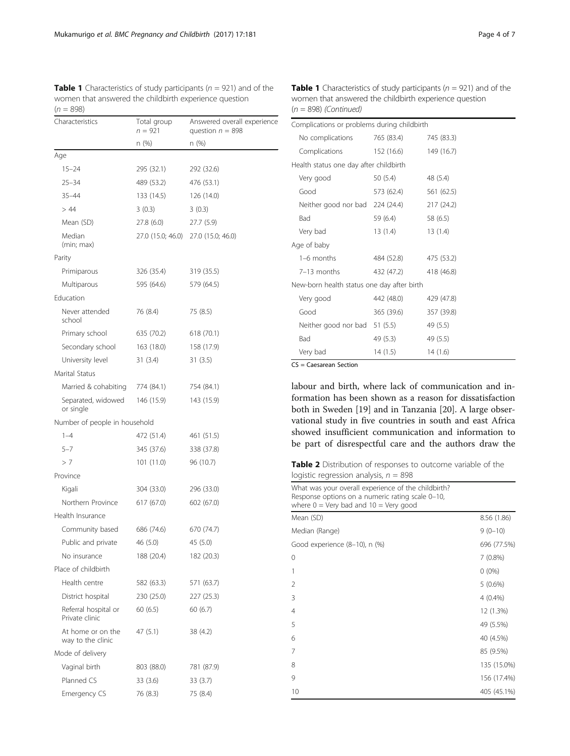**Table 1** Characteristics of study participants ($n$ = 921) and of the women that answered the childbirth experience question ($n$ = 898)

| Characteristics | Total group $n$ = 921 | Answered overall experience question $n$ = 898 |
|---|---|---|
| | n (%) | n (%) |
| Age | | |
| 15–24 | 295 (32.1) | 292 (32.6) |
| 25–34 | 489 (53.2) | 476 (53.1) |
| 35–44 | 133 (14.5) | 126 (14.0) |
| > 44 | 3 (0.3) | 3 (0.3) |
| Mean (SD) | 27.8 (6.0) | 27.7 (5.9) |
| Median (min; max) | 27.0 (15.0; 46.0) | 27.0 (15.0; 46.0) |
| Parity | | |
| Primiparous | 326 (35.4) | 319 (35.5) |
| Multiparous | 595 (64.6) | 579 (64.5) |
| Education | | |
| Never attended school | 76 (8.4) | 75 (8.5) |
| Primary school | 635 (70.2) | 618 (70.1) |
| Secondary school | 163 (18.0) | 158 (17.9) |
| University level | 31 (3.4) | 31 (3.5) |
| Marital Status | | |
| Married & cohabiting | 774 (84.1) | 754 (84.1) |
| Separated, widowed or single | 146 (15.9) | 143 (15.9) |
| Number of people in household | | |
| 1–4 | 472 (51.4) | 461 (51.5) |
| 5–7 | 345 (37.6) | 338 (37.8) |
| > 7 | 101 (11.0) | 96 (10.7) |
| Province | | |
| Kigali | 304 (33.0) | 296 (33.0) |
| Northern Province | 617 (67.0) | 602 (67.0) |
| Health Insurance | | |
| Community based | 686 (74.6) | 670 (74.7) |
| Public and private | 46 (5.0) | 45 (5.0) |
| No insurance | 188 (20.4) | 182 (20.3) |
| Place of childbirth | | |
| Health centre | 582 (63.3) | 571 (63.7) |
| District hospital | 230 (25.0) | 227 (25.3) |
| Referral hospital or Private clinic | 60 (6.5) | 60 (6.7) |
| At home or on the way to the clinic | 47 (5.1) | 38 (4.2) |
| Mode of delivery | | |
| Vaginal birth | 803 (88.0) | 781 (87.9) |
| Planned CS | 33 (3.6) | 33 (3.7) |
| Emergency CS | 76 (8.3) | 75 (8.4) |
| Complications or problems during childbirth | | |
| No complications | 765 (83.4) | 745 (83.3) |
| Complications | 152 (16.6) | 149 (16.7) |
| Health status one day after childbirth | | |
| Very good | 50 (5.4) | 48 (5.4) |
| Good | 573 (62.4) | 561 (62.5) |
| Neither good nor bad | 224 (24.4) | 217 (24.2) |
| Bad | 59 (6.4) | 58 (6.5) |
| Very bad | 13 (1.4) | 13 (1.4) |
| Age of baby | | |
| 1–6 months | 484 (52.8) | 475 (53.2) |
| 7–13 months | 432 (47.2) | 418 (46.8) |
| New-born health status one day after birth | | |
| Very good | 442 (48.0) | 429 (47.8) |
| Good | 365 (39.6) | 357 (39.8) |
| Neither good nor bad | 51 (5.5) | 49 (5.5) |
| Bad | 49 (5.3) | 49 (5.5) |
| Very bad | 14 (1.5) | 14 (1.6) |

CS = Caesarean Section

labour and birth, where lack of communication and information has been shown as a reason for dissatisfaction both in Sweden [19] and in Tanzania [20]. A large observational study in five countries in south and east Africa showed insufficient communication and information to be part of disrespectful care and the authors draw the

**Table 2** Distribution of responses to outcome variable of the logistic regression analysis, $n$ = 898

| What was your overall experience of the childbirth? Response options on a numeric rating scale 0–10, where 0 = Very bad and 10 = Very good | |
|---|---|
| Mean (SD) | 8.56 (1.86) |
| Median (Range) | 9 (0–10) |
| Good experience (8–10), n (%) | 696 (77.5%) |
| 0 | 7 (0.8%) |
| 1 | 0 (0%) |
| 2 | 5 (0.6%) |
| 3 | 4 (0.4%) |
| 4 | 12 (1.3%) |
| 5 | 49 (5.5%) |
| 6 | 40 (4.5%) |
| 7 | 85 (9.5%) |
| 8 | 135 (15.0%) |
| 9 | 156 (17.4%) |
| 10 | 405 (45.1%) |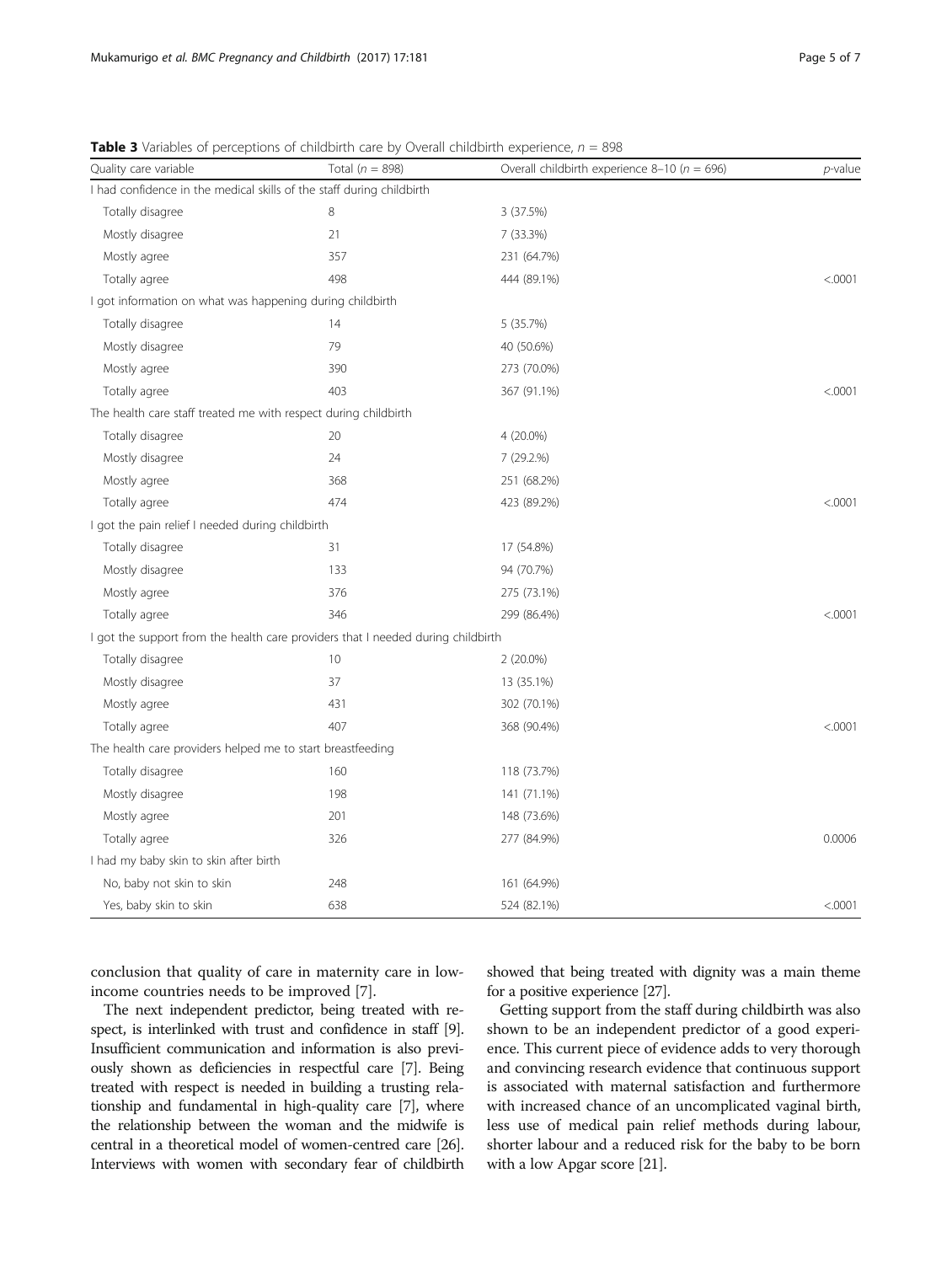**Table 3** Variables of perceptions of childbirth care by Overall childbirth experience, $n = 898$

| Quality care variable | Total ($n = 898$) | Overall childbirth experience 8–10 ($n = 696$) | *p*-value |
|---|---|---|---|
| I had confidence in the medical skills of the staff during childbirth | | | |
| Totally disagree | 8 | 3 (37.5%) | |
| Mostly disagree | 21 | 7 (33.3%) | |
| Mostly agree | 357 | 231 (64.7%) | |
| Totally agree | 498 | 444 (89.1%) | <.0001 |
| I got information on what was happening during childbirth | | | |
| Totally disagree | 14 | 5 (35.7%) | |
| Mostly disagree | 79 | 40 (50.6%) | |
| Mostly agree | 390 | 273 (70.0%) | |
| Totally agree | 403 | 367 (91.1%) | <.0001 |
| The health care staff treated me with respect during childbirth | | | |
| Totally disagree | 20 | 4 (20.0%) | |
| Mostly disagree | 24 | 7 (29.2.%) | |
| Mostly agree | 368 | 251 (68.2%) | |
| Totally agree | 474 | 423 (89.2%) | <.0001 |
| I got the pain relief I needed during childbirth | | | |
| Totally disagree | 31 | 17 (54.8%) | |
| Mostly disagree | 133 | 94 (70.7%) | |
| Mostly agree | 376 | 275 (73.1%) | |
| Totally agree | 346 | 299 (86.4%) | <.0001 |
| I got the support from the health care providers that I needed during childbirth | | | |
| Totally disagree | 10 | 2 (20.0%) | |
| Mostly disagree | 37 | 13 (35.1%) | |
| Mostly agree | 431 | 302 (70.1%) | |
| Totally agree | 407 | 368 (90.4%) | <.0001 |
| The health care providers helped me to start breastfeeding | | | |
| Totally disagree | 160 | 118 (73.7%) | |
| Mostly disagree | 198 | 141 (71.1%) | |
| Mostly agree | 201 | 148 (73.6%) | |
| Totally agree | 326 | 277 (84.9%) | 0.0006 |
| I had my baby skin to skin after birth | | | |
| No, baby not skin to skin | 248 | 161 (64.9%) | |
| Yes, baby skin to skin | 638 | 524 (82.1%) | <.0001 |

conclusion that quality of care in maternity care in low-income countries needs to be improved [7].

The next independent predictor, being treated with respect, is interlinked with trust and confidence in staff [9]. Insufficient communication and information is also previously shown as deficiencies in respectful care [7]. Being treated with respect is needed in building a trusting relationship and fundamental in high-quality care [7], where the relationship between the woman and the midwife is central in a theoretical model of women-centred care [26]. Interviews with women with secondary fear of childbirth showed that being treated with dignity was a main theme for a positive experience [27].

Getting support from the staff during childbirth was also shown to be an independent predictor of a good experience. This current piece of evidence adds to very thorough and convincing research evidence that continuous support is associated with maternal satisfaction and furthermore with increased chance of an uncomplicated vaginal birth, less use of medical pain relief methods during labour, shorter labour and a reduced risk for the baby to be born with a low Apgar score [21].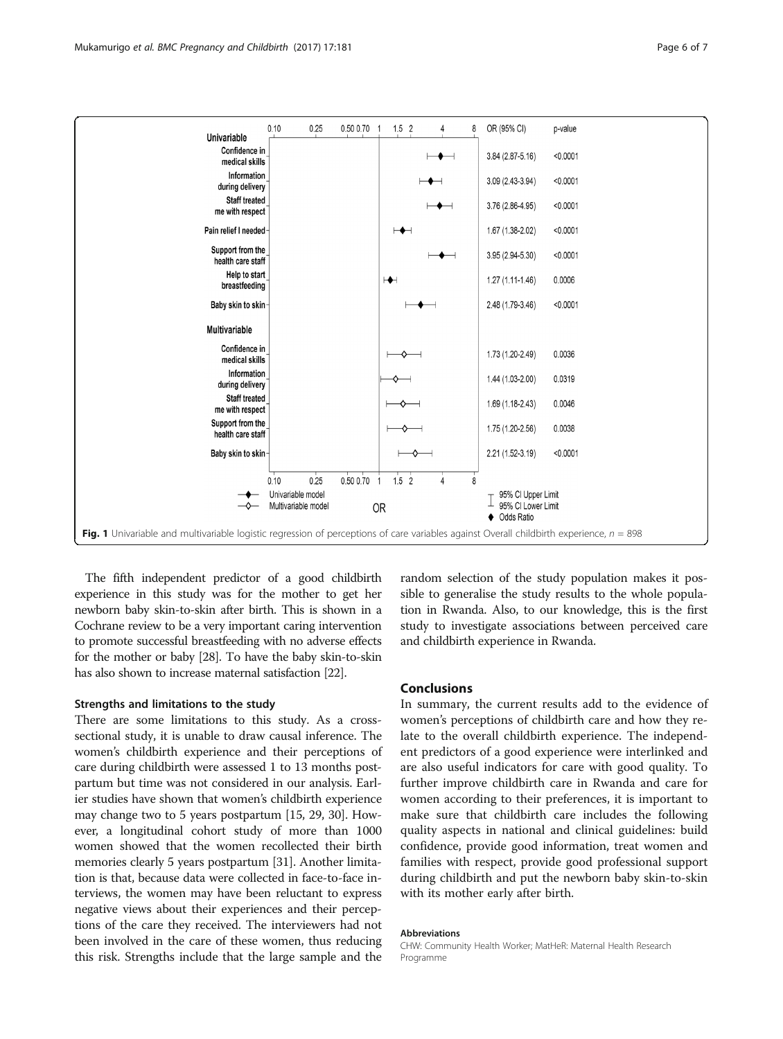| | OR (95% CI) | p-value |
|---|---|---|
| **Univariable** | | |
| Confidence in medical skills | 3.84 (2.87-5.16) | <0.0001 |
| Information during delivery | 3.09 (2.43-3.94) | <0.0001 |
| Staff treated me with respect | 3.76 (2.86-4.95) | <0.0001 |
| Pain relief I needed | 1.67 (1.38-2.02) | <0.0001 |
| Support from the health care staff | 3.95 (2.94-5.30) | <0.0001 |
| Help to start breastfeeding | 1.27 (1.11-1.46) | 0.0006 |
| Baby skin to skin | 2.48 (1.79-3.46) | <0.0001 |
| **Multivariable** | | |
| Confidence in medical skills | 1.73 (1.20-2.49) | 0.0036 |
| Information during delivery | 1.44 (1.03-2.00) | 0.0319 |
| Staff treated me with respect | 1.69 (1.18-2.43) | 0.0046 |
| Support from the health care staff | 1.75 (1.20-2.56) | 0.0038 |
| Baby skin to skin | 2.21 (1.52-3.19) | <0.0001 |

**Fig. 1** Univariable and multivariable logistic regression of perceptions of care variables against Overall childbirth experience, $n = 898$

The fifth independent predictor of a good childbirth experience in this study was for the mother to get her newborn baby skin-to-skin after birth. This is shown in a Cochrane review to be a very important caring intervention to promote successful breastfeeding with no adverse effects for the mother or baby [28]. To have the baby skin-to-skin has also shown to increase maternal satisfaction [22].

### Strengths and limitations to the study

There are some limitations to this study. As a cross-sectional study, it is unable to draw causal inference. The women's childbirth experience and their perceptions of care during childbirth were assessed 1 to 13 months postpartum but time was not considered in our analysis. Earlier studies have shown that women's childbirth experience may change two to 5 years postpartum [15, 29, 30]. However, a longitudinal cohort study of more than 1000 women showed that the women recollected their birth memories clearly 5 years postpartum [31]. Another limitation is that, because data were collected in face-to-face interviews, the women may have been reluctant to express negative views about their experiences and their perceptions of the care they received. The interviewers had not been involved in the care of these women, thus reducing this risk. Strengths include that the large sample and the random selection of the study population makes it possible to generalise the study results to the whole population in Rwanda. Also, to our knowledge, this is the first study to investigate associations between perceived care and childbirth experience in Rwanda.

## Conclusions

In summary, the current results add to the evidence of women's perceptions of childbirth care and how they relate to the overall childbirth experience. The independent predictors of a good experience were interlinked and are also useful indicators for care with good quality. To further improve childbirth care in Rwanda and care for women according to their preferences, it is important to make sure that childbirth care includes the following quality aspects in national and clinical guidelines: build confidence, provide good information, treat women and families with respect, provide good professional support during childbirth and put the newborn baby skin-to-skin with its mother early after birth.

#### Abbreviations

CHW: Community Health Worker; MatHeR: Maternal Health Research Programme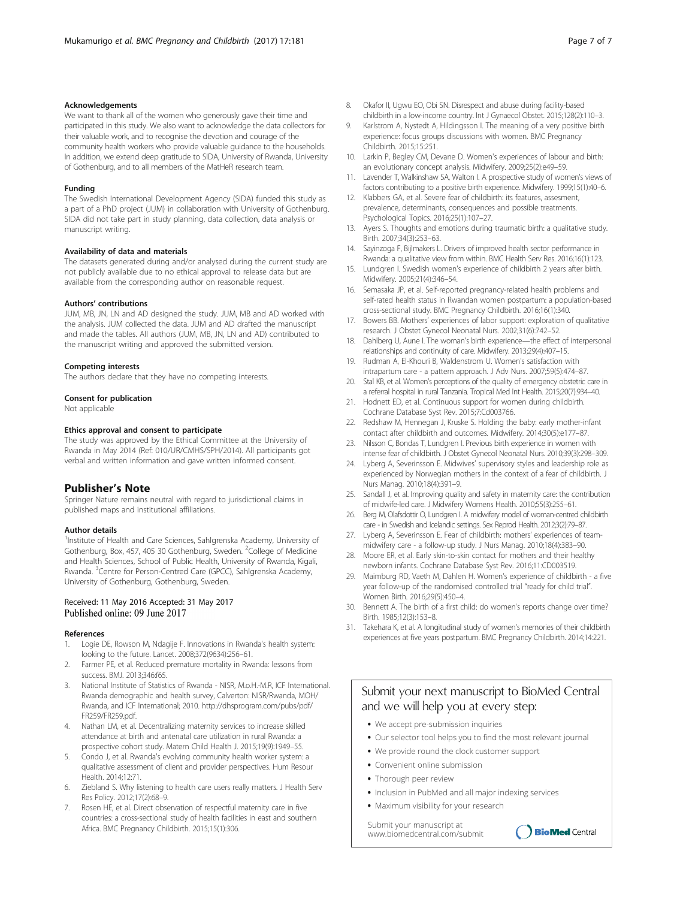#### Acknowledgements

We want to thank all of the women who generously gave their time and participated in this study. We also want to acknowledge the data collectors for their valuable work, and to recognise the devotion and courage of the community health workers who provide valuable guidance to the households. In addition, we extend deep gratitude to SIDA, University of Rwanda, University of Gothenburg, and to all members of the MatHeR research team.

#### Funding

The Swedish International Development Agency (SIDA) funded this study as a part of a PhD project (JUM) in collaboration with University of Gothenburg. SIDA did not take part in study planning, data collection, data analysis or manuscript writing.

#### Availability of data and materials

The datasets generated during and/or analysed during the current study are not publicly available due to no ethical approval to release data but are available from the corresponding author on reasonable request.

#### Authors' contributions

JUM, MB, JN, LN and AD designed the study. JUM, MB and AD worked with the analysis. JUM collected the data. JUM and AD drafted the manuscript and made the tables. All authors (JUM, MB, JN, LN and AD) contributed to the manuscript writing and approved the submitted version.

#### Competing interests

The authors declare that they have no competing interests.

#### Consent for publication

Not applicable

#### Ethics approval and consent to participate

The study was approved by the Ethical Committee at the University of Rwanda in May 2014 (Ref: 010/UR/CMHS/SPH/2014). All participants got verbal and written information and gave written informed consent.

## Publisher's Note

Springer Nature remains neutral with regard to jurisdictional claims in published maps and institutional affiliations.

#### Author details

[1]Institute of Health and Care Sciences, Sahlgrenska Academy, University of Gothenburg, Box, 457, 405 30 Gothenburg, Sweden. [2]College of Medicine and Health Sciences, School of Public Health, University of Rwanda, Kigali, Rwanda. [3]Centre for Person-Centred Care (GPCC), Sahlgrenska Academy, University of Gothenburg, Gothenburg, Sweden.

Received: 11 May 2016 Accepted: 31 May 2017
Published online: 09 June 2017

#### References

1. Logie DE, Rowson M, Ndagije F. Innovations in Rwanda's health system: looking to the future. Lancet. 2008;372(9634):256–61.
2. Farmer PE, et al. Reduced premature mortality in Rwanda: lessons from success. BMJ. 2013;346:f65.
3. National Institute of Statistics of Rwanda - NISR, M.o.H.-M.R, ICF International. Rwanda demographic and health survey, Calverton: NISR/Rwanda, MOH/ Rwanda, and ICF International; 2010. http://dhsprogram.com/pubs/pdf/ FR259/FR259.pdf.
4. Nathan LM, et al. Decentralizing maternity services to increase skilled attendance at birth and antenatal care utilization in rural Rwanda: a prospective cohort study. Matern Child Health J. 2015;19(9):1949–55.
5. Condo J, et al. Rwanda's evolving community health worker system: a qualitative assessment of client and provider perspectives. Hum Resour Health. 2014;12:71.
6. Ziebland S. Why listening to health care users really matters. J Health Serv Res Policy. 2012;17(2):68–9.
7. Rosen HE, et al. Direct observation of respectful maternity care in five countries: a cross-sectional study of health facilities in east and southern Africa. BMC Pregnancy Childbirth. 2015;15(1):306.
8. Okafor II, Ugwu EO, Obi SN. Disrespect and abuse during facility-based childbirth in a low-income country. Int J Gynaecol Obstet. 2015;128(2):110–3.
9. Karlstrom A, Nystedt A, Hildingsson I. The meaning of a very positive birth experience: focus groups discussions with women. BMC Pregnancy Childbirth. 2015;15:251.
10. Larkin P, Begley CM, Devane D. Women's experiences of labour and birth: an evolutionary concept analysis. Midwifery. 2009;25(2):e49–59.
11. Lavender T, Walkinshaw SA, Walton I. A prospective study of women's views of factors contributing to a positive birth experience. Midwifery. 1999;15(1):40–6.
12. Klabbers GA, et al. Severe fear of childbirth: its features, assesment, prevalence, determinants, consequences and possible treatments. Psychological Topics. 2016;25(1):107–27.
13. Ayers S. Thoughts and emotions during traumatic birth: a qualitative study. Birth. 2007;34(3):253–63.
14. Sayinzoga F, Bijlmakers L. Drivers of improved health sector performance in Rwanda: a qualitative view from within. BMC Health Serv Res. 2016;16(1):123.
15. Lundgren I. Swedish women's experience of childbirth 2 years after birth. Midwifery. 2005;21(4):346–54.
16. Semasaka JP, et al. Self-reported pregnancy-related health problems and self-rated health status in Rwandan women postpartum: a population-based cross-sectional study. BMC Pregnancy Childbirth. 2016;16(1):340.
17. Bowers BB. Mothers' experiences of labor support: exploration of qualitative research. J Obstet Gynecol Neonatal Nurs. 2002;31(6):742–52.
18. Dahlberg U, Aune I. The woman's birth experience—the effect of interpersonal relationships and continuity of care. Midwifery. 2013;29(4):407–15.
19. Rudman A, El-Khouri B, Waldenstrom U. Women's satisfaction with intrapartum care - a pattern approach. J Adv Nurs. 2007;59(5):474–87.
20. Stal KB, et al. Women's perceptions of the quality of emergency obstetric care in a referral hospital in rural Tanzania. Tropical Med Int Health. 2015;20(7):934–40.
21. Hodnett ED, et al. Continuous support for women during childbirth. Cochrane Database Syst Rev. 2015;7:Cd003766.
22. Redshaw M, Hennegan J, Kruske S. Holding the baby: early mother-infant contact after childbirth and outcomes. Midwifery. 2014;30(5):e177–87.
23. Nilsson C, Bondas T, Lundgren I. Previous birth experience in women with intense fear of childbirth. J Obstet Gynecol Neonatal Nurs. 2010;39(3):298–309.
24. Lyberg A, Severinsson E. Midwives' supervisory styles and leadership role as experienced by Norwegian mothers in the context of a fear of childbirth. J Nurs Manag. 2010;18(4):391–9.
25. Sandall J, et al. Improving quality and safety in maternity care: the contribution of midwife-led care. J Midwifery Womens Health. 2010;55(3):255–61.
26. Berg M, Olafsdottir O, Lundgren I. A midwifery model of woman-centred childbirth care - in Swedish and Icelandic settings. Sex Reprod Health. 2012;3(2):79–87.
27. Lyberg A, Severinsson E. Fear of childbirth: mothers' experiences of team-midwifery care - a follow-up study. J Nurs Manag. 2010;18(4):383–90.
28. Moore ER, et al. Early skin-to-skin contact for mothers and their healthy newborn infants. Cochrane Database Syst Rev. 2016;11:CD003519.
29. Maimburg RD, Vaeth M, Dahlen H. Women's experience of childbirth - a five year follow-up of the randomised controlled trial "ready for child trial". Women Birth. 2016;29(5):450–4.
30. Bennett A. The birth of a first child: do women's reports change over time? Birth. 1985;12(3):153–8.
31. Takehara K, et al. A longitudinal study of women's memories of their childbirth experiences at five years postpartum. BMC Pregnancy Childbirth. 2014;14:221.

Submit your next manuscript to BioMed Central and we will help you at every step:

- We accept pre-submission inquiries
- Our selector tool helps you to find the most relevant journal
- We provide round the clock customer support
- Convenient online submission
- Thorough peer review
- Inclusion in PubMed and all major indexing services
- Maximum visibility for your research

Submit your manuscript at
www.biomedcentral.com/submit

BioMed Central